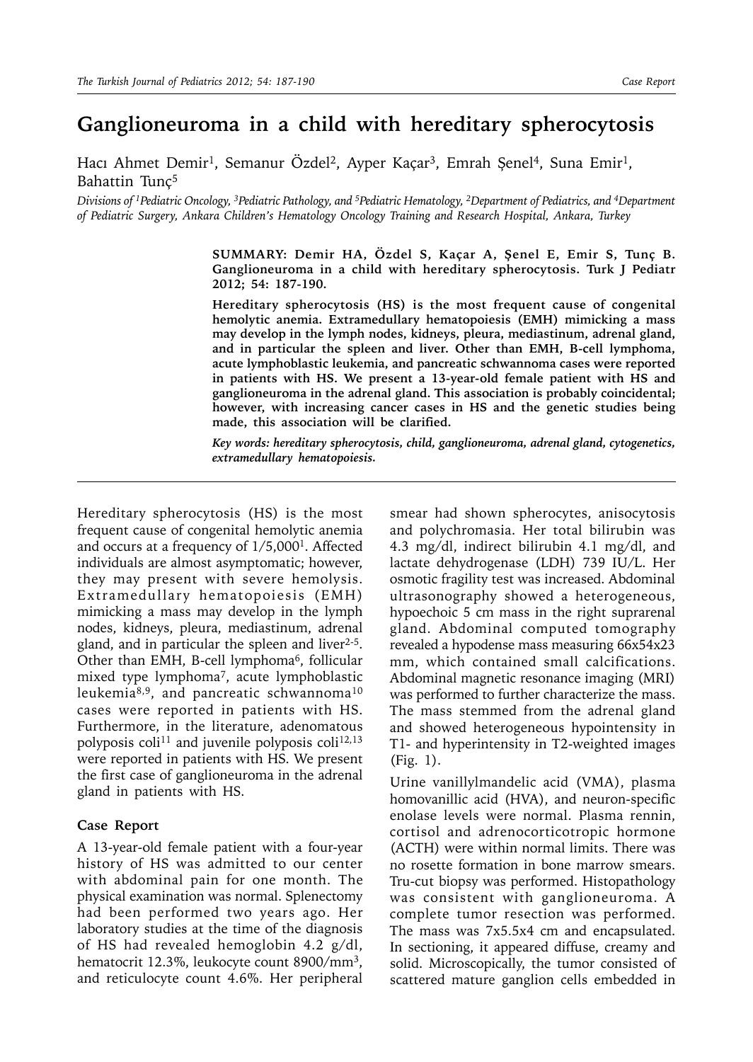# Ganglioneuroma in a child with hereditary spherocytosis

Hacı Ahmet Demir[1], Semanur Özdel[2], Ayper Kaçar[3], Emrah Şenel[4], Suna Emir[1], Bahattin Tunç[5]

*Divisions of [1]Pediatric Oncology, [3]Pediatric Pathology, and [5]Pediatric Hematology, [2]Department of Pediatrics, and [4]Department of Pediatric Surgery, Ankara Children's Hematology Oncology Training and Research Hospital, Ankara, Turkey*

**SUMMARY: Demir HA, Özdel S, Kaçar A, Şenel E, Emir S, Tunç B. Ganglioneuroma in a child with hereditary spherocytosis. Turk J Pediatr 2012; 54: 187-190.**

**Hereditary spherocytosis (HS) is the most frequent cause of congenital hemolytic anemia. Extramedullary hematopoiesis (EMH) mimicking a mass may develop in the lymph nodes, kidneys, pleura, mediastinum, adrenal gland, and in particular the spleen and liver. Other than EMH, B-cell lymphoma, acute lymphoblastic leukemia, and pancreatic schwannoma cases were reported in patients with HS. We present a 13-year-old female patient with HS and ganglioneuroma in the adrenal gland. This association is probably coincidental; however, with increasing cancer cases in HS and the genetic studies being made, this association will be clarified.**

***Key words: hereditary spherocytosis, child, ganglioneuroma, adrenal gland, cytogenetics, extramedullary hematopoiesis.***

---

Hereditary spherocytosis (HS) is the most frequent cause of congenital hemolytic anemia and occurs at a frequency of 1/5,000[1]. Affected individuals are almost asymptomatic; however, they may present with severe hemolysis. Extramedullary hematopoiesis (EMH) mimicking a mass may develop in the lymph nodes, kidneys, pleura, mediastinum, adrenal gland, and in particular the spleen and liver[2-5]. Other than EMH, B-cell lymphoma[6], follicular mixed type lymphoma[7], acute lymphoblastic leukemia[8,9], and pancreatic schwannoma[10] cases were reported in patients with HS. Furthermore, in the literature, adenomatous polyposis coli[11] and juvenile polyposis coli[12,13] were reported in patients with HS. We present the first case of ganglioneuroma in the adrenal gland in patients with HS.

## Case Report

A 13-year-old female patient with a four-year history of HS was admitted to our center with abdominal pain for one month. The physical examination was normal. Splenectomy had been performed two years ago. Her laboratory studies at the time of the diagnosis of HS had revealed hemoglobin 4.2 g/dl, hematocrit 12.3%, leukocyte count 8900/mm$^3$, and reticulocyte count 4.6%. Her peripheral smear had shown spherocytes, anisocytosis and polychromasia. Her total bilirubin was 4.3 mg/dl, indirect bilirubin 4.1 mg/dl, and lactate dehydrogenase (LDH) 739 IU/L. Her osmotic fragility test was increased. Abdominal ultrasonography showed a heterogeneous, hypoechoic 5 cm mass in the right suprarenal gland. Abdominal computed tomography revealed a hypodense mass measuring 66x54x23 mm, which contained small calcifications. Abdominal magnetic resonance imaging (MRI) was performed to further characterize the mass. The mass stemmed from the adrenal gland and showed heterogeneous hypointensity in T1- and hyperintensity in T2-weighted images (Fig. 1).

Urine vanillylmandelic acid (VMA), plasma homovanillic acid (HVA), and neuron-specific enolase levels were normal. Plasma rennin, cortisol and adrenocorticotropic hormone (ACTH) were within normal limits. There was no rosette formation in bone marrow smears. Tru-cut biopsy was performed. Histopathology was consistent with ganglioneuroma. A complete tumor resection was performed. The mass was 7x5.5x4 cm and encapsulated. In sectioning, it appeared diffuse, creamy and solid. Microscopically, the tumor consisted of scattered mature ganglion cells embedded in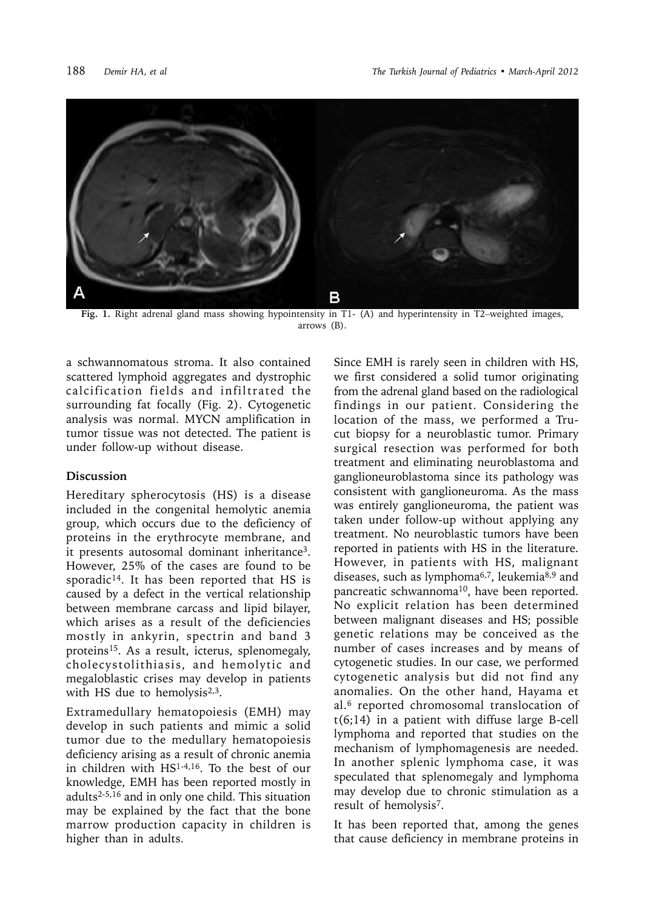**Fig. 1.** Right adrenal gland mass showing hypointensity in T1- (A) and hyperintensity in T2–weighted images, arrows (B).

a schwannomatous stroma. It also contained scattered lymphoid aggregates and dystrophic calcification fields and infiltrated the surrounding fat focally (Fig. 2). Cytogenetic analysis was normal. MYCN amplification in tumor tissue was not detected. The patient is under follow-up without disease.

## Discussion

Hereditary spherocytosis (HS) is a disease included in the congenital hemolytic anemia group, which occurs due to the deficiency of proteins in the erythrocyte membrane, and it presents autosomal dominant inheritance[3]. However, 25% of the cases are found to be sporadic[14]. It has been reported that HS is caused by a defect in the vertical relationship between membrane carcass and lipid bilayer, which arises as a result of the deficiencies mostly in ankyrin, spectrin and band 3 proteins[15]. As a result, icterus, splenomegaly, cholecystolithiasis, and hemolytic and megaloblastic crises may develop in patients with HS due to hemolysis[2,3].

Extramedullary hematopoiesis (EMH) may develop in such patients and mimic a solid tumor due to the medullary hematopoiesis deficiency arising as a result of chronic anemia in children with HS[1-4,16]. To the best of our knowledge, EMH has been reported mostly in adults[2-5,16] and in only one child. This situation may be explained by the fact that the bone marrow production capacity in children is higher than in adults.

Since EMH is rarely seen in children with HS, we first considered a solid tumor originating from the adrenal gland based on the radiological findings in our patient. Considering the location of the mass, we performed a Tru-cut biopsy for a neuroblastic tumor. Primary surgical resection was performed for both treatment and eliminating neuroblastoma and ganglioneuroblastoma since its pathology was consistent with ganglioneuroma. As the mass was entirely ganglioneuroma, the patient was taken under follow-up without applying any treatment. No neuroblastic tumors have been reported in patients with HS in the literature. However, in patients with HS, malignant diseases, such as lymphoma[6,7], leukemia[8,9] and pancreatic schwannoma[10], have been reported. No explicit relation has been determined between malignant diseases and HS; possible genetic relations may be conceived as the number of cases increases and by means of cytogenetic studies. In our case, we performed cytogenetic analysis but did not find any anomalies. On the other hand, Hayama et al.[6] reported chromosomal translocation of t(6;14) in a patient with diffuse large B-cell lymphoma and reported that studies on the mechanism of lymphomagenesis are needed. In another splenic lymphoma case, it was speculated that splenomegaly and lymphoma may develop due to chronic stimulation as a result of hemolysis[7].

It has been reported that, among the genes that cause deficiency in membrane proteins in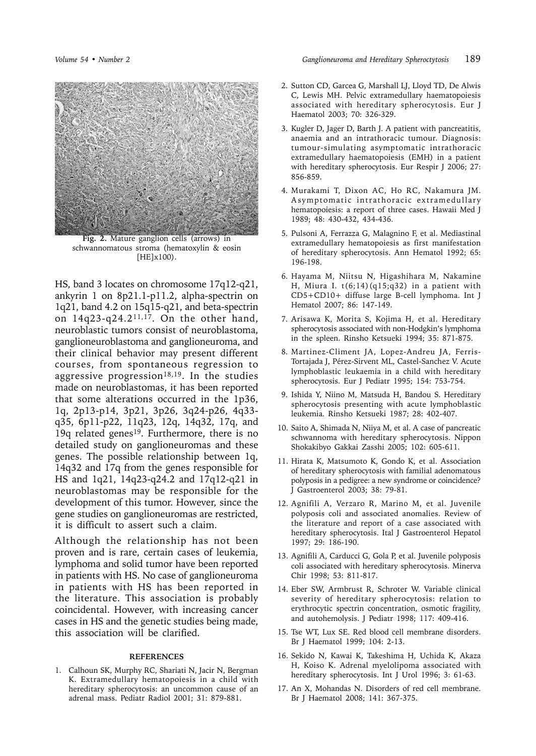Fig. 2. Mature ganglion cells (arrows) in schwannomatous stroma (hematoxylin & eosin [HE]x100).

HS, band 3 locates on chromosome 17q12-q21, ankyrin 1 on 8p21.1-p11.2, alpha-spectrin on 1q21, band 4.2 on 15q15-q21, and beta-spectrin on 14q23-q24.2[11,17]. On the other hand, neuroblastic tumors consist of neuroblastoma, ganglioneuroblastoma and ganglioneuroma, and their clinical behavior may present different courses, from spontaneous regression to aggressive progression[18,19]. In the studies made on neuroblastomas, it has been reported that some alterations occurred in the 1p36, 1q, 2p13-p14, 3p21, 3p26, 3q24-p26, 4q33-q35, 6p11-p22, 11q23, 12q, 14q32, 17q, and 19q related genes[19]. Furthermore, there is no detailed study on ganglioneuromas and these genes. The possible relationship between 1q, 14q32 and 17q from the genes responsible for HS and 1q21, 14q23-q24.2 and 17q12-q21 in neuroblastomas may be responsible for the development of this tumor. However, since the gene studies on ganglioneuromas are restricted, it is difficult to assert such a claim.

Although the relationship has not been proven and is rare, certain cases of leukemia, lymphoma and solid tumor have been reported in patients with HS. No case of ganglioneuroma in patients with HS has been reported in the literature. This association is probably coincidental. However, with increasing cancer cases in HS and the genetic studies being made, this association will be clarified.

#### REFERENCES

1. Calhoun SK, Murphy RC, Shariati N, Jacir N, Bergman K. Extramedullary hematopoiesis in a child with hereditary spherocytosis: an uncommon cause of an adrenal mass. Pediatr Radiol 2001; 31: 879-881.
2. Sutton CD, Garcea G, Marshall LJ, Lloyd TD, De Alwis C, Lewis MH. Pelvic extramedullary haematopoiesis associated with hereditary spherocytosis. Eur J Haematol 2003; 70: 326-329.
3. Kugler D, Jager D, Barth J. A patient with pancreatitis, anaemia and an intrathoracic tumour. Diagnosis: tumour-simulating asymptomatic intrathoracic extramedullary haematopoiesis (EMH) in a patient with hereditary spherocytosis. Eur Respir J 2006; 27: 856-859.
4. Murakami T, Dixon AC, Ho RC, Nakamura JM. Asymptomatic intrathoracic extramedullary hematopoiesis: a report of three cases. Hawaii Med J 1989; 48: 430-432, 434-436.
5. Pulsoni A, Ferrazza G, Malagnino F, et al. Mediastinal extramedullary hematopoiesis as first manifestation of hereditary spherocytosis. Ann Hematol 1992; 65: 196-198.
6. Hayama M, Niitsu N, Higashihara M, Nakamine H, Miura I. t(6;14)(q15;q32) in a patient with CD5+CD10+ diffuse large B-cell lymphoma. Int J Hematol 2007; 86: 147-149.
7. Arisawa K, Morita S, Kojima H, et al. Hereditary spherocytosis associated with non-Hodgkin's lymphoma in the spleen. Rinsho Ketsueki 1994; 35: 871-875.
8. Martinez-Climent JA, Lopez-Andreu JA, Ferris-Tortajada J, Pérez-Sirvent ML, Castel-Sanchez V. Acute lymphoblastic leukaemia in a child with hereditary spherocytosis. Eur J Pediatr 1995; 154: 753-754.
9. Ishida Y, Niino M, Matsuda H, Bandou S. Hereditary spherocytosis presenting with acute lymphoblastic leukemia. Rinsho Ketsueki 1987; 28: 402-407.
10. Saito A, Shimada N, Niiya M, et al. A case of pancreatic schwannoma with hereditary spherocytosis. Nippon Shokakibyo Gakkai Zasshi 2005; 102: 605-611.
11. Hirata K, Matsumoto K, Gondo K, et al. Association of hereditary spherocytosis with familial adenomatous polyposis in a pedigree: a new syndrome or coincidence? J Gastroenterol 2003; 38: 79-81.
12. Agnifili A, Verzaro R, Marino M, et al. Juvenile polyposis coli and associated anomalies. Review of the literature and report of a case associated with hereditary spherocytosis. Ital J Gastroenterol Hepatol 1997; 29: 186-190.
13. Agnifili A, Carducci G, Gola P, et al. Juvenile polyposis coli associated with hereditary spherocytosis. Minerva Chir 1998; 53: 811-817.
14. Eber SW, Armbrust R, Schroter W. Variable clinical severity of hereditary spherocytosis: relation to erythrocytic spectrin concentration, osmotic fragility, and autohemolysis. J Pediatr 1998; 117: 409-416.
15. Tse WT, Lux SE. Red blood cell membrane disorders. Br J Haematol 1999; 104: 2-13.
16. Sekido N, Kawai K, Takeshima H, Uchida K, Akaza H, Koiso K. Adrenal myelolipoma associated with hereditary spherocytosis. Int J Urol 1996; 3: 61-63.
17. An X, Mohandas N. Disorders of red cell membrane. Br J Haematol 2008; 141: 367-375.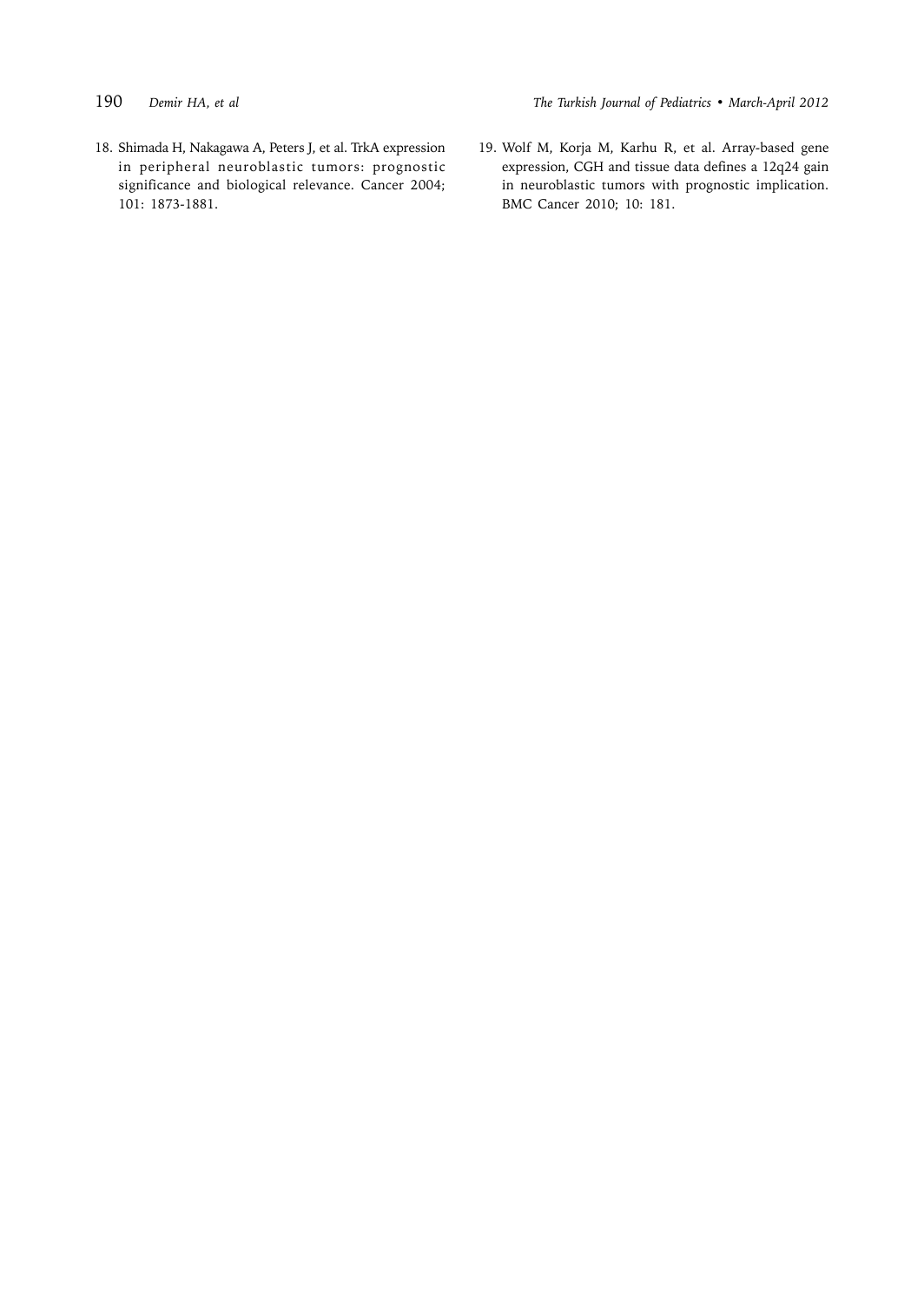18. Shimada H, Nakagawa A, Peters J, et al. TrkA expression in peripheral neuroblastic tumors: prognostic significance and biological relevance. Cancer 2004; 101: 1873-1881.
19. Wolf M, Korja M, Karhu R, et al. Array-based gene expression, CGH and tissue data defines a 12q24 gain in neuroblastic tumors with prognostic implication. BMC Cancer 2010; 10: 181.